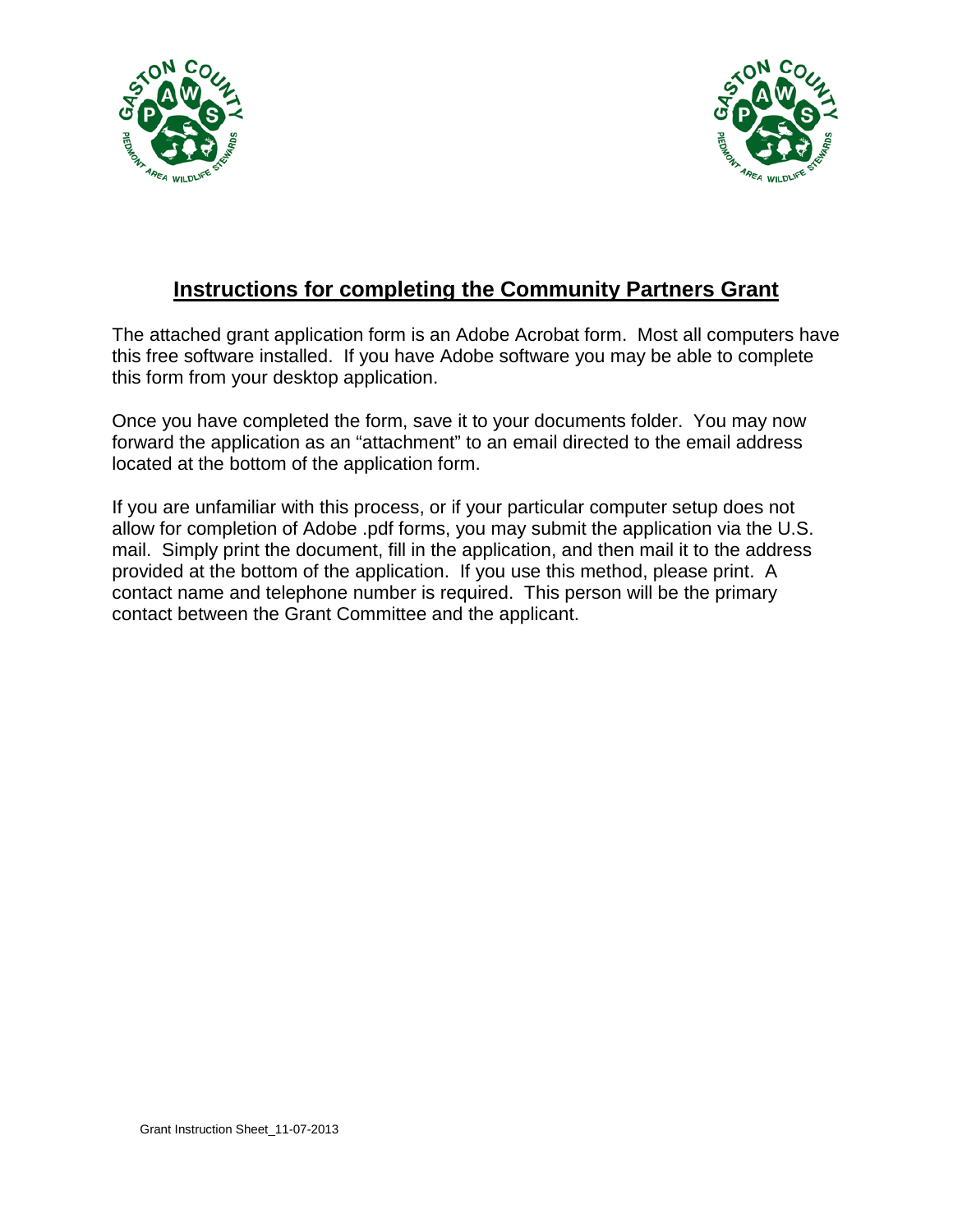# Instructions for completing the Community Partners Grant

The attached grant application form is an Adobe Acrobat form. Most all computers have this free software installed. If you have Adobe software you may be able to complete this form from your desktop application.

Once you have completed the form, save it to your documents folder. You may now forward the application as an "attachment" to an email directed to the email address located at the bottom of the application form.

If you are unfamiliar with this process, or if your particular computer setup does not allow for completion of Adobe .pdf forms, you may submit the application via the U.S. mail. Simply print the document, fill in the application, and then mail it to the address provided at the bottom of the application. If you use this method, please print. A contact name and telephone number is required. This person will be the primary contact between the Grant Committee and the applicant.

Grant Instruction Sheet_11-07-2013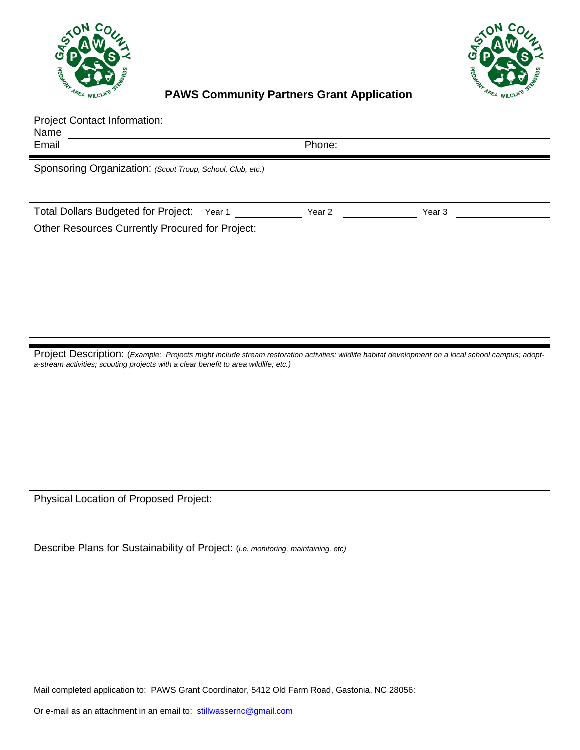# PAWS Community Partners Grant Application

Project Contact Information:

Name

Email Phone:

Sponsoring Organization: *(Scout Troup, School, Club, etc.)*

Total Dollars Budgeted for Project: Year 1 Year 2 Year 3

Other Resources Currently Procured for Project:

Project Description: (*Example: Projects might include stream restoration activities; wildlife habitat development on a local school campus; adopt-a-stream activities; scouting projects with a clear benefit to area wildlife; etc.)*

Physical Location of Proposed Project:

Describe Plans for Sustainability of Project: (*i.e. monitoring, maintaining, etc)*

Mail completed application to: PAWS Grant Coordinator, 5412 Old Farm Road, Gastonia, NC 28056:

Or e-mail as an attachment in an email to: stillwassernc@gmail.com